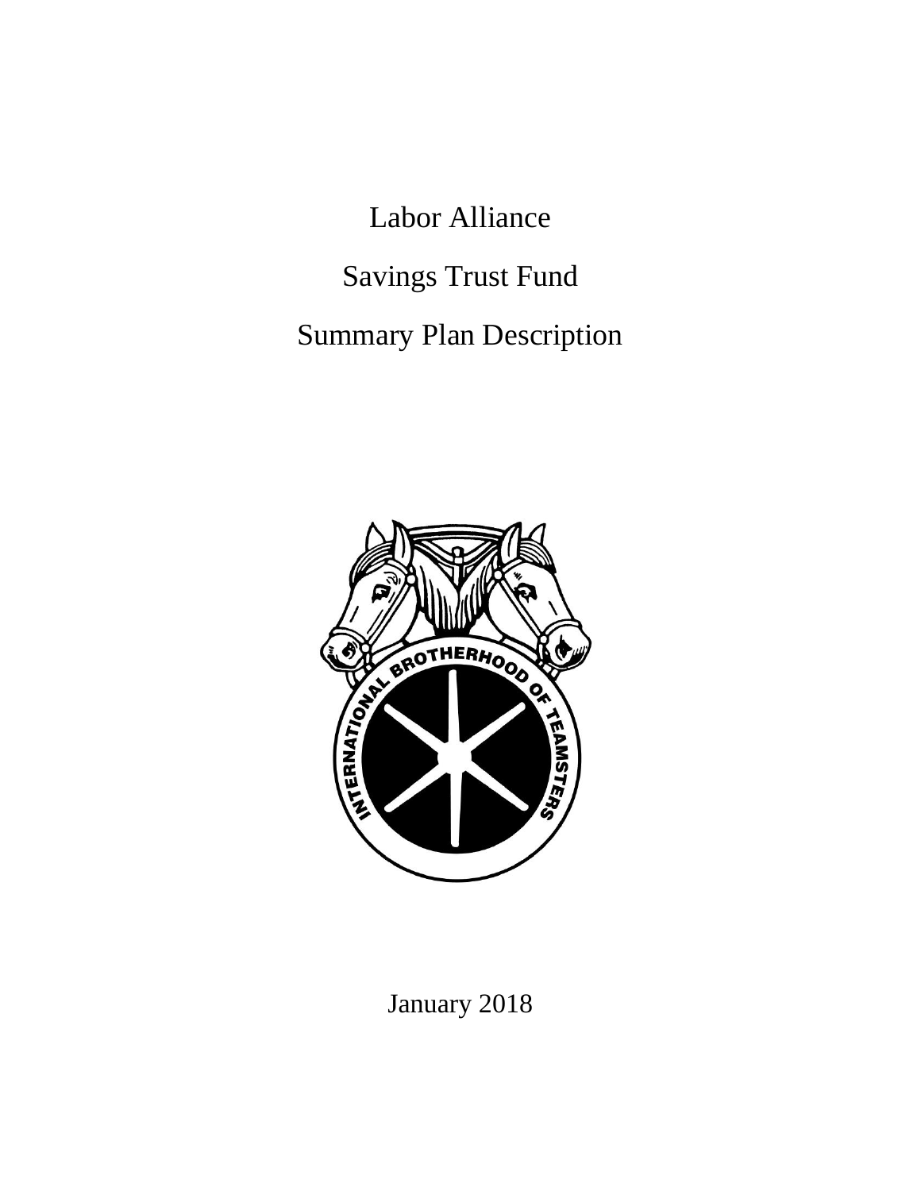# Labor Alliance

# Savings Trust Fund

# Summary Plan Description

January 2018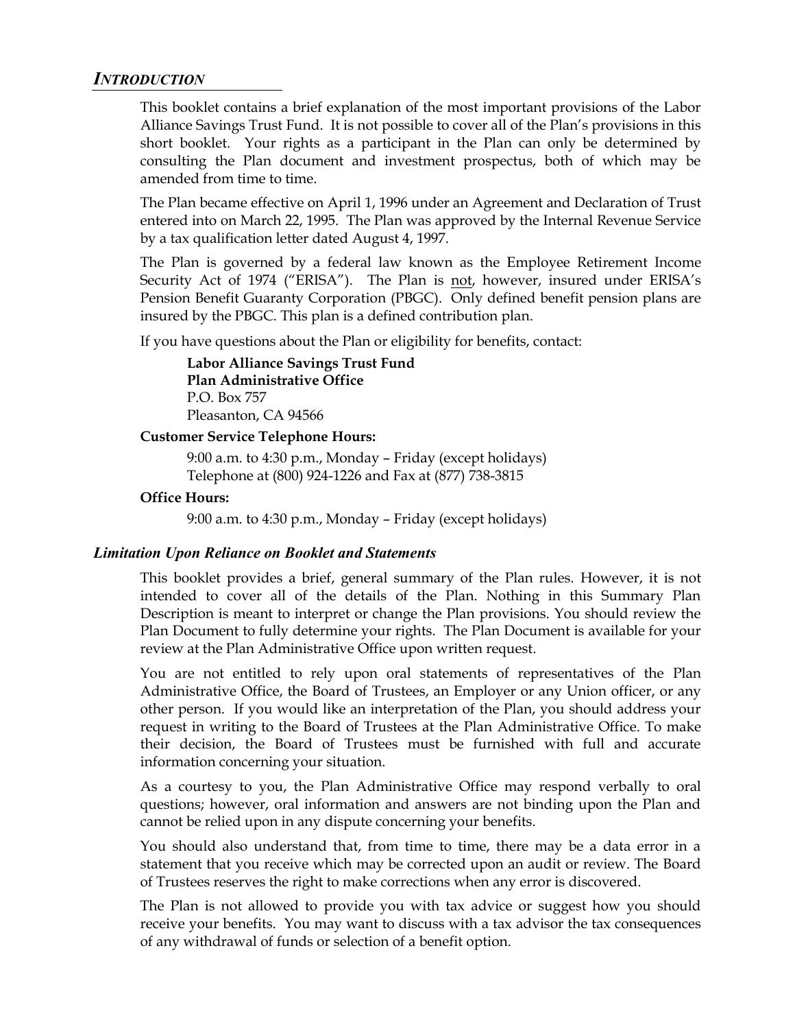## *INTRODUCTION*

This booklet contains a brief explanation of the most important provisions of the Labor Alliance Savings Trust Fund. It is not possible to cover all of the Plan's provisions in this short booklet. Your rights as a participant in the Plan can only be determined by consulting the Plan document and investment prospectus, both of which may be amended from time to time.

The Plan became effective on April 1, 1996 under an Agreement and Declaration of Trust entered into on March 22, 1995. The Plan was approved by the Internal Revenue Service by a tax qualification letter dated August 4, 1997.

The Plan is governed by a federal law known as the Employee Retirement Income Security Act of 1974 ("ERISA"). The Plan is <u>not</u>, however, insured under ERISA's Pension Benefit Guaranty Corporation (PBGC). Only defined benefit pension plans are insured by the PBGC. This plan is a defined contribution plan.

If you have questions about the Plan or eligibility for benefits, contact:

**Labor Alliance Savings Trust Fund**
**Plan Administrative Office**
P.O. Box 757
Pleasanton, CA 94566

**Customer Service Telephone Hours:**

9:00 a.m. to 4:30 p.m., Monday – Friday (except holidays)
Telephone at (800) 924-1226 and Fax at (877) 738-3815

**Office Hours:**

9:00 a.m. to 4:30 p.m., Monday – Friday (except holidays)

### *Limitation Upon Reliance on Booklet and Statements*

This booklet provides a brief, general summary of the Plan rules. However, it is not intended to cover all of the details of the Plan. Nothing in this Summary Plan Description is meant to interpret or change the Plan provisions. You should review the Plan Document to fully determine your rights. The Plan Document is available for your review at the Plan Administrative Office upon written request.

You are not entitled to rely upon oral statements of representatives of the Plan Administrative Office, the Board of Trustees, an Employer or any Union officer, or any other person. If you would like an interpretation of the Plan, you should address your request in writing to the Board of Trustees at the Plan Administrative Office. To make their decision, the Board of Trustees must be furnished with full and accurate information concerning your situation.

As a courtesy to you, the Plan Administrative Office may respond verbally to oral questions; however, oral information and answers are not binding upon the Plan and cannot be relied upon in any dispute concerning your benefits.

You should also understand that, from time to time, there may be a data error in a statement that you receive which may be corrected upon an audit or review. The Board of Trustees reserves the right to make corrections when any error is discovered.

The Plan is not allowed to provide you with tax advice or suggest how you should receive your benefits. You may want to discuss with a tax advisor the tax consequences of any withdrawal of funds or selection of a benefit option.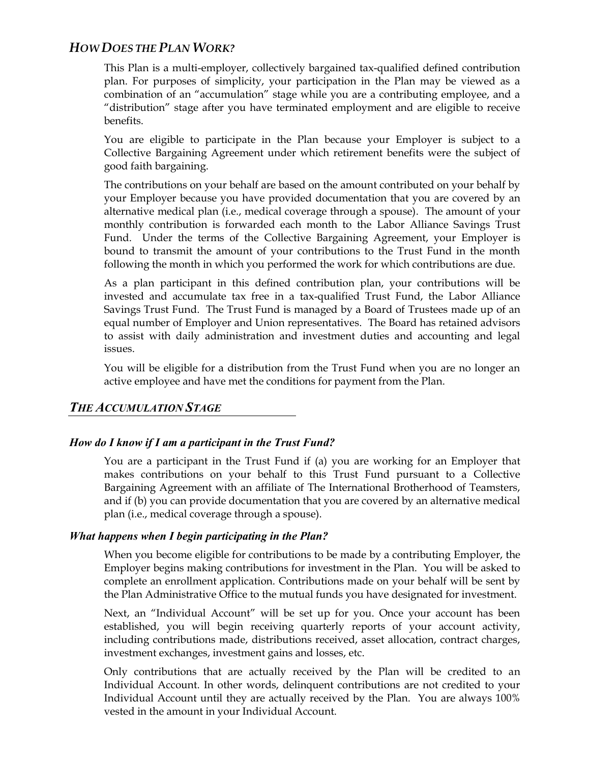## *How Does the Plan Work?*

This Plan is a multi-employer, collectively bargained tax-qualified defined contribution plan. For purposes of simplicity, your participation in the Plan may be viewed as a combination of an "accumulation" stage while you are a contributing employee, and a "distribution" stage after you have terminated employment and are eligible to receive benefits.

You are eligible to participate in the Plan because your Employer is subject to a Collective Bargaining Agreement under which retirement benefits were the subject of good faith bargaining.

The contributions on your behalf are based on the amount contributed on your behalf by your Employer because you have provided documentation that you are covered by an alternative medical plan (i.e., medical coverage through a spouse). The amount of your monthly contribution is forwarded each month to the Labor Alliance Savings Trust Fund. Under the terms of the Collective Bargaining Agreement, your Employer is bound to transmit the amount of your contributions to the Trust Fund in the month following the month in which you performed the work for which contributions are due.

As a plan participant in this defined contribution plan, your contributions will be invested and accumulate tax free in a tax-qualified Trust Fund, the Labor Alliance Savings Trust Fund. The Trust Fund is managed by a Board of Trustees made up of an equal number of Employer and Union representatives. The Board has retained advisors to assist with daily administration and investment duties and accounting and legal issues.

You will be eligible for a distribution from the Trust Fund when you are no longer an active employee and have met the conditions for payment from the Plan.

## *The Accumulation Stage*

### *How do I know if I am a participant in the Trust Fund?*

You are a participant in the Trust Fund if (a) you are working for an Employer that makes contributions on your behalf to this Trust Fund pursuant to a Collective Bargaining Agreement with an affiliate of The International Brotherhood of Teamsters, and if (b) you can provide documentation that you are covered by an alternative medical plan (i.e., medical coverage through a spouse).

### *What happens when I begin participating in the Plan?*

When you become eligible for contributions to be made by a contributing Employer, the Employer begins making contributions for investment in the Plan. You will be asked to complete an enrollment application. Contributions made on your behalf will be sent by the Plan Administrative Office to the mutual funds you have designated for investment.

Next, an "Individual Account" will be set up for you. Once your account has been established, you will begin receiving quarterly reports of your account activity, including contributions made, distributions received, asset allocation, contract charges, investment exchanges, investment gains and losses, etc.

Only contributions that are actually received by the Plan will be credited to an Individual Account. In other words, delinquent contributions are not credited to your Individual Account until they are actually received by the Plan. You are always 100% vested in the amount in your Individual Account.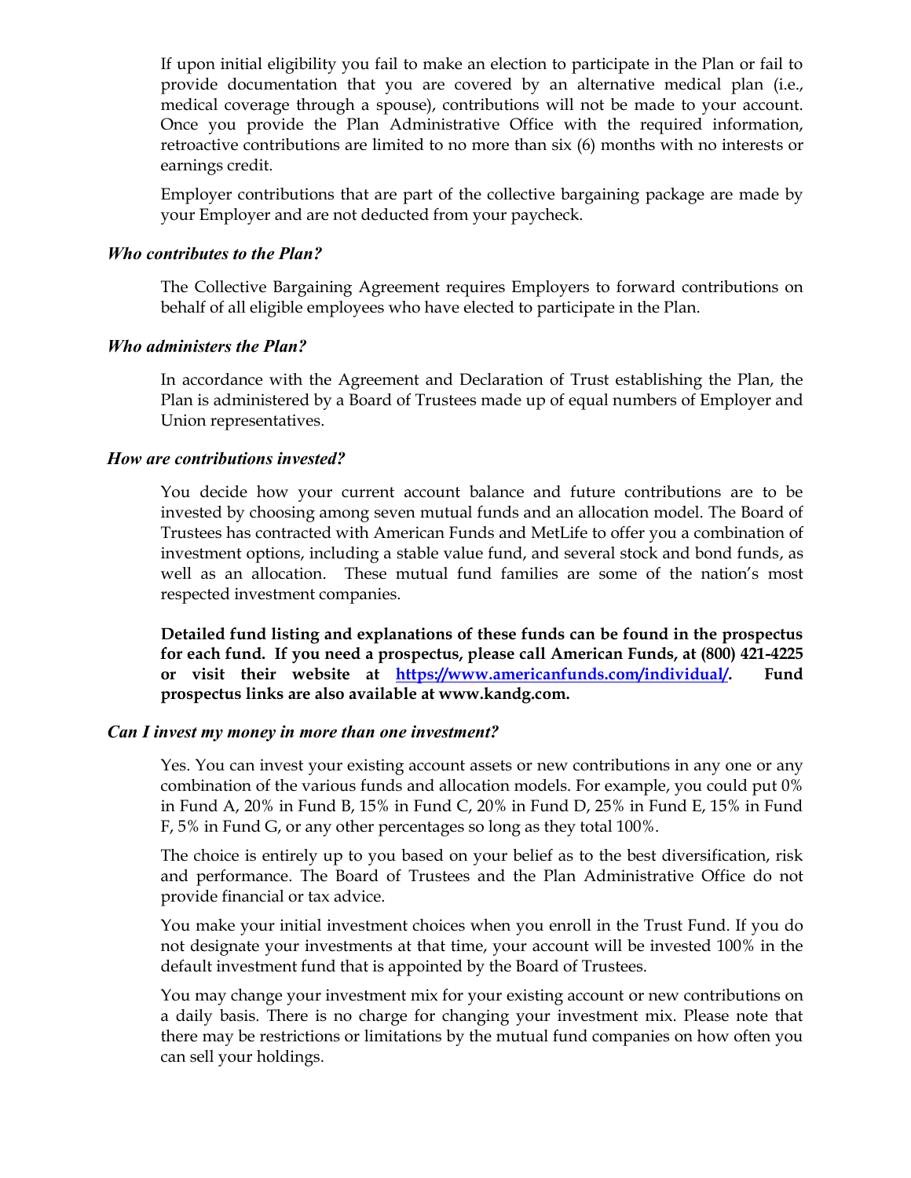If upon initial eligibility you fail to make an election to participate in the Plan or fail to provide documentation that you are covered by an alternative medical plan (i.e., medical coverage through a spouse), contributions will not be made to your account. Once you provide the Plan Administrative Office with the required information, retroactive contributions are limited to no more than six (6) months with no interests or earnings credit.

Employer contributions that are part of the collective bargaining package are made by your Employer and are not deducted from your paycheck.

### *Who contributes to the Plan?*

The Collective Bargaining Agreement requires Employers to forward contributions on behalf of all eligible employees who have elected to participate in the Plan.

### *Who administers the Plan?*

In accordance with the Agreement and Declaration of Trust establishing the Plan, the Plan is administered by a Board of Trustees made up of equal numbers of Employer and Union representatives.

### *How are contributions invested?*

You decide how your current account balance and future contributions are to be invested by choosing among seven mutual funds and an allocation model. The Board of Trustees has contracted with American Funds and MetLife to offer you a combination of investment options, including a stable value fund, and several stock and bond funds, as well as an allocation. These mutual fund families are some of the nation's most respected investment companies.

**Detailed fund listing and explanations of these funds can be found in the prospectus for each fund. If you need a prospectus, please call American Funds, at (800) 421-4225 or visit their website at [https://www.americanfunds.com/individual/](https://www.americanfunds.com/individual/). Fund prospectus links are also available at www.kandg.com.**

### *Can I invest my money in more than one investment?*

Yes. You can invest your existing account assets or new contributions in any one or any combination of the various funds and allocation models. For example, you could put 0% in Fund A, 20% in Fund B, 15% in Fund C, 20% in Fund D, 25% in Fund E, 15% in Fund F, 5% in Fund G, or any other percentages so long as they total 100%.

The choice is entirely up to you based on your belief as to the best diversification, risk and performance. The Board of Trustees and the Plan Administrative Office do not provide financial or tax advice.

You make your initial investment choices when you enroll in the Trust Fund. If you do not designate your investments at that time, your account will be invested 100% in the default investment fund that is appointed by the Board of Trustees.

You may change your investment mix for your existing account or new contributions on a daily basis. There is no charge for changing your investment mix. Please note that there may be restrictions or limitations by the mutual fund companies on how often you can sell your holdings.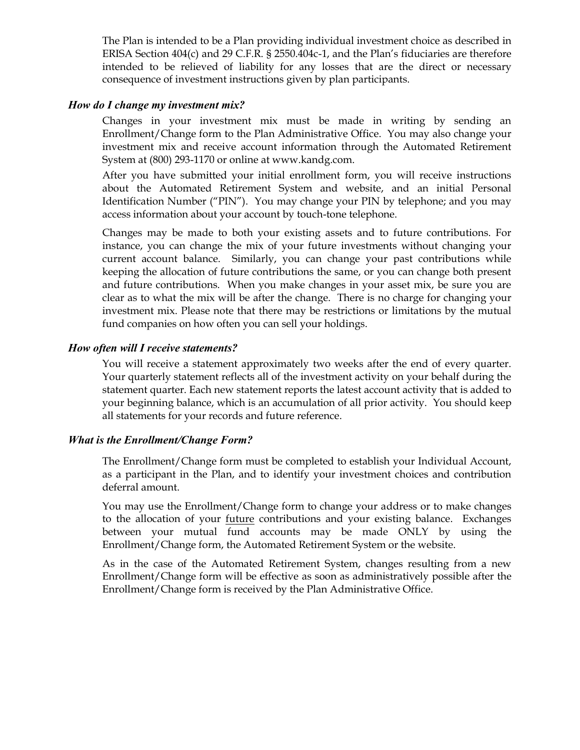The Plan is intended to be a Plan providing individual investment choice as described in ERISA Section 404(c) and 29 C.F.R. § 2550.404c-1, and the Plan's fiduciaries are therefore intended to be relieved of liability for any losses that are the direct or necessary consequence of investment instructions given by plan participants.

### *How do I change my investment mix?*

Changes in your investment mix must be made in writing by sending an Enrollment/Change form to the Plan Administrative Office. You may also change your investment mix and receive account information through the Automated Retirement System at (800) 293-1170 or online at www.kandg.com.

After you have submitted your initial enrollment form, you will receive instructions about the Automated Retirement System and website, and an initial Personal Identification Number ("PIN"). You may change your PIN by telephone; and you may access information about your account by touch-tone telephone.

Changes may be made to both your existing assets and to future contributions. For instance, you can change the mix of your future investments without changing your current account balance. Similarly, you can change your past contributions while keeping the allocation of future contributions the same, or you can change both present and future contributions. When you make changes in your asset mix, be sure you are clear as to what the mix will be after the change. There is no charge for changing your investment mix. Please note that there may be restrictions or limitations by the mutual fund companies on how often you can sell your holdings.

### *How often will I receive statements?*

You will receive a statement approximately two weeks after the end of every quarter. Your quarterly statement reflects all of the investment activity on your behalf during the statement quarter. Each new statement reports the latest account activity that is added to your beginning balance, which is an accumulation of all prior activity. You should keep all statements for your records and future reference.

### *What is the Enrollment/Change Form?*

The Enrollment/Change form must be completed to establish your Individual Account, as a participant in the Plan, and to identify your investment choices and contribution deferral amount.

You may use the Enrollment/Change form to change your address or to make changes to the allocation of your <u>future</u> contributions and your existing balance. Exchanges between your mutual fund accounts may be made ONLY by using the Enrollment/Change form, the Automated Retirement System or the website.

As in the case of the Automated Retirement System, changes resulting from a new Enrollment/Change form will be effective as soon as administratively possible after the Enrollment/Change form is received by the Plan Administrative Office.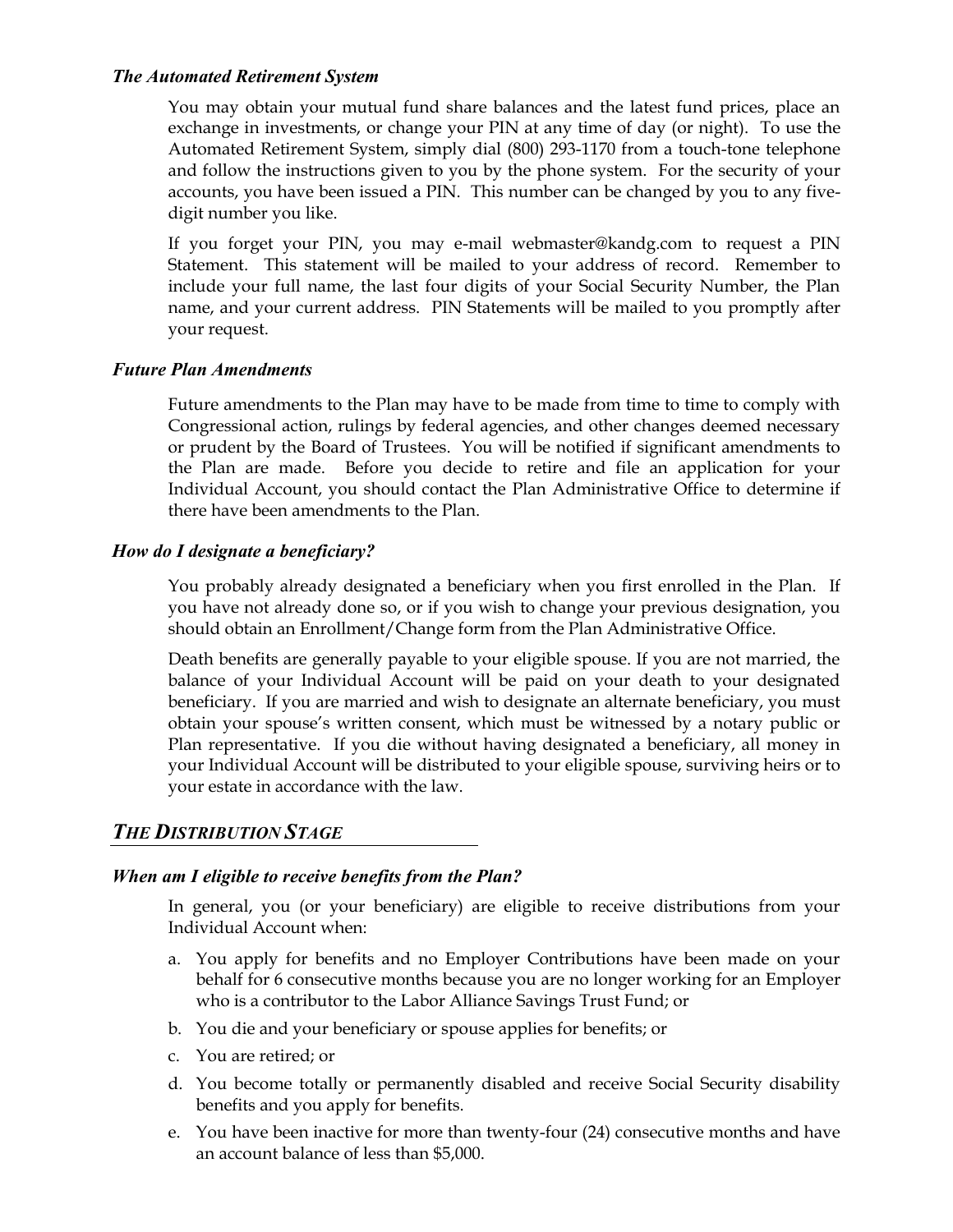### *The Automated Retirement System*

You may obtain your mutual fund share balances and the latest fund prices, place an exchange in investments, or change your PIN at any time of day (or night). To use the Automated Retirement System, simply dial (800) 293-1170 from a touch-tone telephone and follow the instructions given to you by the phone system. For the security of your accounts, you have been issued a PIN. This number can be changed by you to any five-digit number you like.

If you forget your PIN, you may e-mail webmaster@kandg.com to request a PIN Statement. This statement will be mailed to your address of record. Remember to include your full name, the last four digits of your Social Security Number, the Plan name, and your current address. PIN Statements will be mailed to you promptly after your request.

### *Future Plan Amendments*

Future amendments to the Plan may have to be made from time to time to comply with Congressional action, rulings by federal agencies, and other changes deemed necessary or prudent by the Board of Trustees. You will be notified if significant amendments to the Plan are made. Before you decide to retire and file an application for your Individual Account, you should contact the Plan Administrative Office to determine if there have been amendments to the Plan.

### *How do I designate a beneficiary?*

You probably already designated a beneficiary when you first enrolled in the Plan. If you have not already done so, or if you wish to change your previous designation, you should obtain an Enrollment/Change form from the Plan Administrative Office.

Death benefits are generally payable to your eligible spouse. If you are not married, the balance of your Individual Account will be paid on your death to your designated beneficiary. If you are married and wish to designate an alternate beneficiary, you must obtain your spouse's written consent, which must be witnessed by a notary public or Plan representative. If you die without having designated a beneficiary, all money in your Individual Account will be distributed to your eligible spouse, surviving heirs or to your estate in accordance with the law.

## *THE DISTRIBUTION STAGE*

### *When am I eligible to receive benefits from the Plan?*

In general, you (or your beneficiary) are eligible to receive distributions from your Individual Account when:

a. You apply for benefits and no Employer Contributions have been made on your behalf for 6 consecutive months because you are no longer working for an Employer who is a contributor to the Labor Alliance Savings Trust Fund; or
b. You die and your beneficiary or spouse applies for benefits; or
c. You are retired; or
d. You become totally or permanently disabled and receive Social Security disability benefits and you apply for benefits.
e. You have been inactive for more than twenty-four (24) consecutive months and have an account balance of less than $5,000.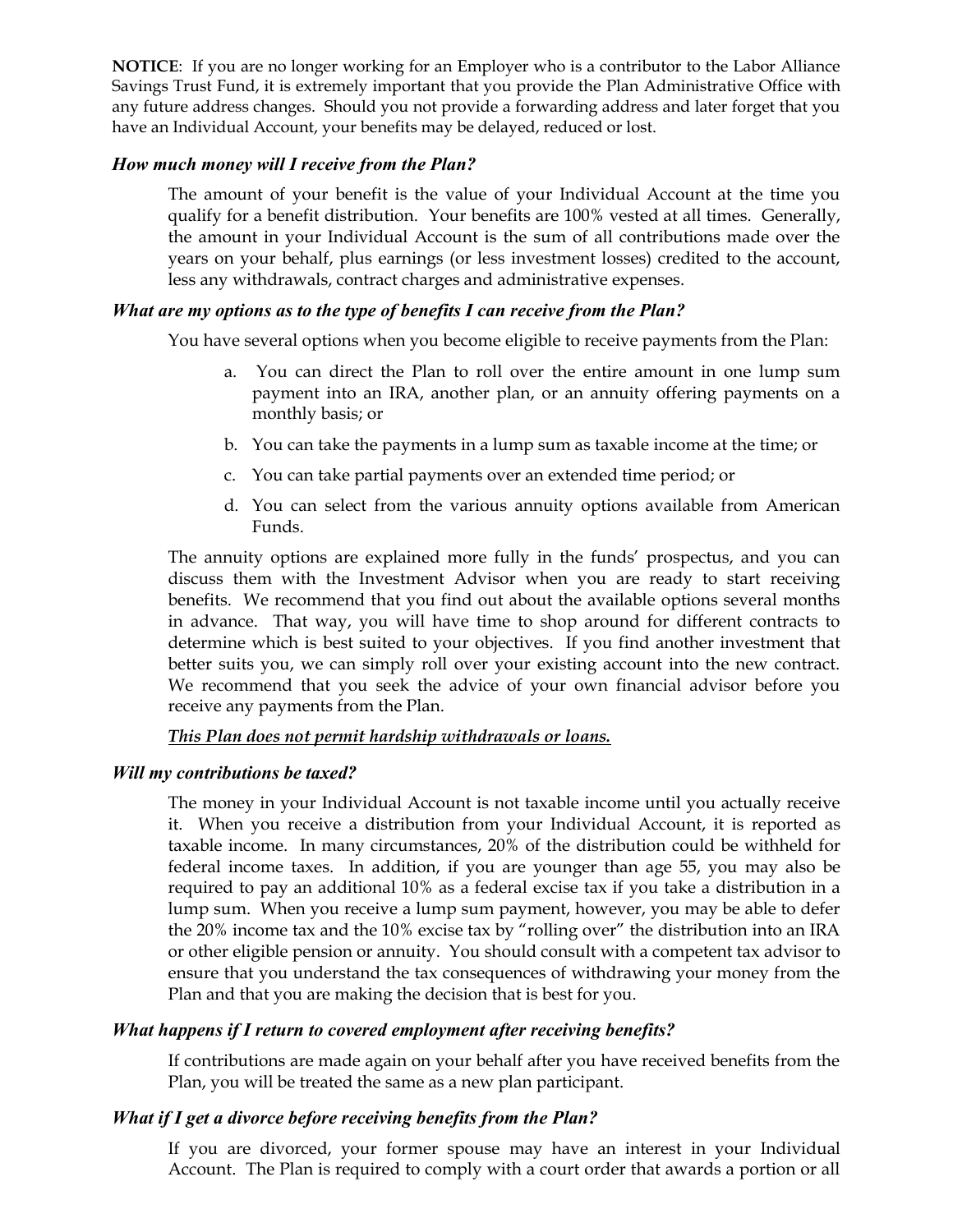**NOTICE**: If you are no longer working for an Employer who is a contributor to the Labor Alliance Savings Trust Fund, it is extremely important that you provide the Plan Administrative Office with any future address changes. Should you not provide a forwarding address and later forget that you have an Individual Account, your benefits may be delayed, reduced or lost.

### *How much money will I receive from the Plan?*

The amount of your benefit is the value of your Individual Account at the time you qualify for a benefit distribution. Your benefits are 100% vested at all times. Generally, the amount in your Individual Account is the sum of all contributions made over the years on your behalf, plus earnings (or less investment losses) credited to the account, less any withdrawals, contract charges and administrative expenses.

### *What are my options as to the type of benefits I can receive from the Plan?*

You have several options when you become eligible to receive payments from the Plan:

a. You can direct the Plan to roll over the entire amount in one lump sum payment into an IRA, another plan, or an annuity offering payments on a monthly basis; or

b. You can take the payments in a lump sum as taxable income at the time; or

c. You can take partial payments over an extended time period; or

d. You can select from the various annuity options available from American Funds.

The annuity options are explained more fully in the funds' prospectus, and you can discuss them with the Investment Advisor when you are ready to start receiving benefits. We recommend that you find out about the available options several months in advance. That way, you will have time to shop around for different contracts to determine which is best suited to your objectives. If you find another investment that better suits you, we can simply roll over your existing account into the new contract. We recommend that you seek the advice of your own financial advisor before you receive any payments from the Plan.

***<u>This Plan does not permit hardship withdrawals or loans.</u>***

### *Will my contributions be taxed?*

The money in your Individual Account is not taxable income until you actually receive it. When you receive a distribution from your Individual Account, it is reported as taxable income. In many circumstances, 20% of the distribution could be withheld for federal income taxes. In addition, if you are younger than age 55, you may also be required to pay an additional 10% as a federal excise tax if you take a distribution in a lump sum. When you receive a lump sum payment, however, you may be able to defer the 20% income tax and the 10% excise tax by "rolling over" the distribution into an IRA or other eligible pension or annuity. You should consult with a competent tax advisor to ensure that you understand the tax consequences of withdrawing your money from the Plan and that you are making the decision that is best for you.

### *What happens if I return to covered employment after receiving benefits?*

If contributions are made again on your behalf after you have received benefits from the Plan, you will be treated the same as a new plan participant.

### *What if I get a divorce before receiving benefits from the Plan?*

If you are divorced, your former spouse may have an interest in your Individual Account. The Plan is required to comply with a court order that awards a portion or all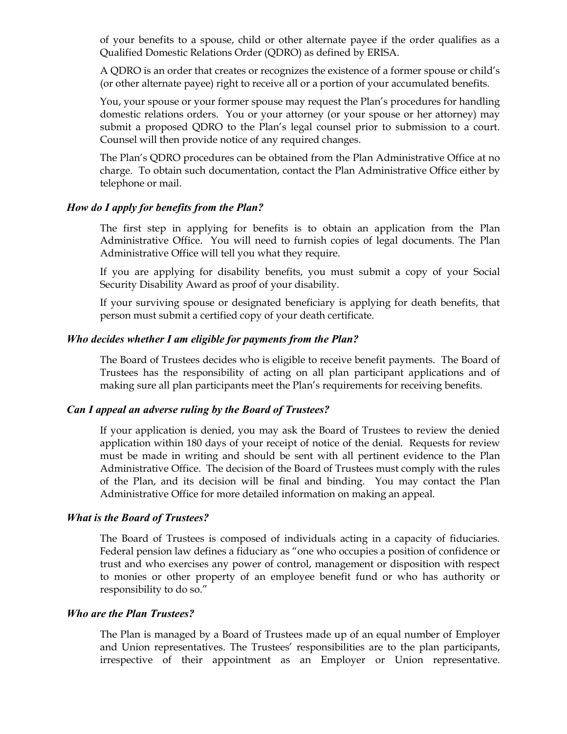of your benefits to a spouse, child or other alternate payee if the order qualifies as a Qualified Domestic Relations Order (QDRO) as defined by ERISA.

A QDRO is an order that creates or recognizes the existence of a former spouse or child's (or other alternate payee) right to receive all or a portion of your accumulated benefits.

You, your spouse or your former spouse may request the Plan's procedures for handling domestic relations orders. You or your attorney (or your spouse or her attorney) may submit a proposed QDRO to the Plan's legal counsel prior to submission to a court. Counsel will then provide notice of any required changes.

The Plan's QDRO procedures can be obtained from the Plan Administrative Office at no charge. To obtain such documentation, contact the Plan Administrative Office either by telephone or mail.

### *How do I apply for benefits from the Plan?*

The first step in applying for benefits is to obtain an application from the Plan Administrative Office. You will need to furnish copies of legal documents. The Plan Administrative Office will tell you what they require.

If you are applying for disability benefits, you must submit a copy of your Social Security Disability Award as proof of your disability.

If your surviving spouse or designated beneficiary is applying for death benefits, that person must submit a certified copy of your death certificate.

### *Who decides whether I am eligible for payments from the Plan?*

The Board of Trustees decides who is eligible to receive benefit payments. The Board of Trustees has the responsibility of acting on all plan participant applications and of making sure all plan participants meet the Plan's requirements for receiving benefits.

### *Can I appeal an adverse ruling by the Board of Trustees?*

If your application is denied, you may ask the Board of Trustees to review the denied application within 180 days of your receipt of notice of the denial. Requests for review must be made in writing and should be sent with all pertinent evidence to the Plan Administrative Office. The decision of the Board of Trustees must comply with the rules of the Plan, and its decision will be final and binding. You may contact the Plan Administrative Office for more detailed information on making an appeal.

### *What is the Board of Trustees?*

The Board of Trustees is composed of individuals acting in a capacity of fiduciaries. Federal pension law defines a fiduciary as "one who occupies a position of confidence or trust and who exercises any power of control, management or disposition with respect to monies or other property of an employee benefit fund or who has authority or responsibility to do so."

### *Who are the Plan Trustees?*

The Plan is managed by a Board of Trustees made up of an equal number of Employer and Union representatives. The Trustees' responsibilities are to the plan participants, irrespective of their appointment as an Employer or Union representative.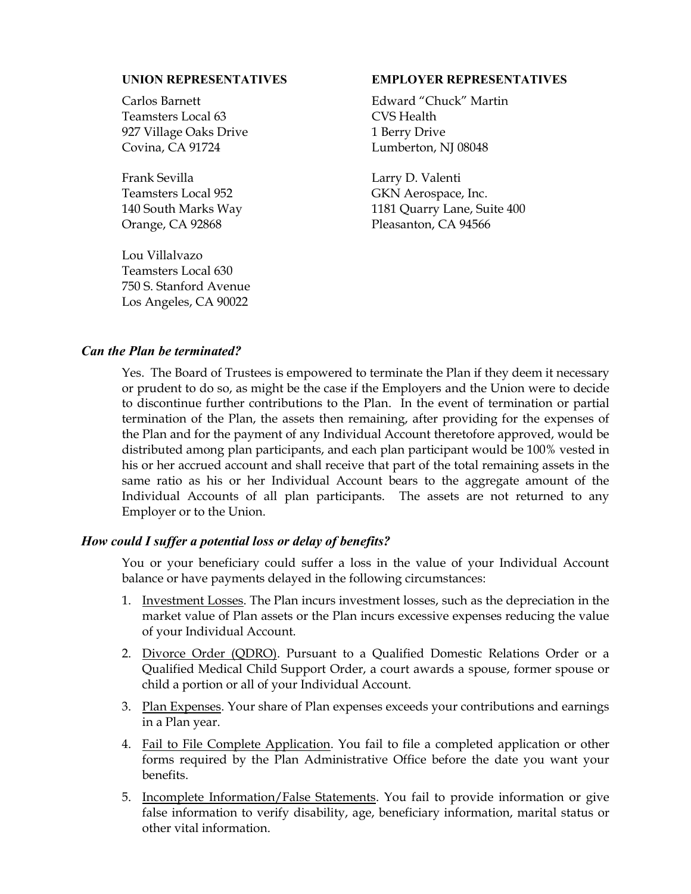**UNION REPRESENTATIVES**

Carlos Barnett
Teamsters Local 63
927 Village Oaks Drive
Covina, CA 91724

Frank Sevilla
Teamsters Local 952
140 South Marks Way
Orange, CA 92868

Lou Villalvazo
Teamsters Local 630
750 S. Stanford Avenue
Los Angeles, CA 90022

**EMPLOYER REPRESENTATIVES**

Edward "Chuck" Martin
CVS Health
1 Berry Drive
Lumberton, NJ 08048

Larry D. Valenti
GKN Aerospace, Inc.
1181 Quarry Lane, Suite 400
Pleasanton, CA 94566

### *Can the Plan be terminated?*

Yes. The Board of Trustees is empowered to terminate the Plan if they deem it necessary or prudent to do so, as might be the case if the Employers and the Union were to decide to discontinue further contributions to the Plan. In the event of termination or partial termination of the Plan, the assets then remaining, after providing for the expenses of the Plan and for the payment of any Individual Account theretofore approved, would be distributed among plan participants, and each plan participant would be 100% vested in his or her accrued account and shall receive that part of the total remaining assets in the same ratio as his or her Individual Account bears to the aggregate amount of the Individual Accounts of all plan participants. The assets are not returned to any Employer or to the Union.

### *How could I suffer a potential loss or delay of benefits?*

You or your beneficiary could suffer a loss in the value of your Individual Account balance or have payments delayed in the following circumstances:

1. Investment Losses. The Plan incurs investment losses, such as the depreciation in the market value of Plan assets or the Plan incurs excessive expenses reducing the value of your Individual Account.
2. Divorce Order (QDRO). Pursuant to a Qualified Domestic Relations Order or a Qualified Medical Child Support Order, a court awards a spouse, former spouse or child a portion or all of your Individual Account.
3. Plan Expenses. Your share of Plan expenses exceeds your contributions and earnings in a Plan year.
4. Fail to File Complete Application. You fail to file a completed application or other forms required by the Plan Administrative Office before the date you want your benefits.
5. Incomplete Information/False Statements. You fail to provide information or give false information to verify disability, age, beneficiary information, marital status or other vital information.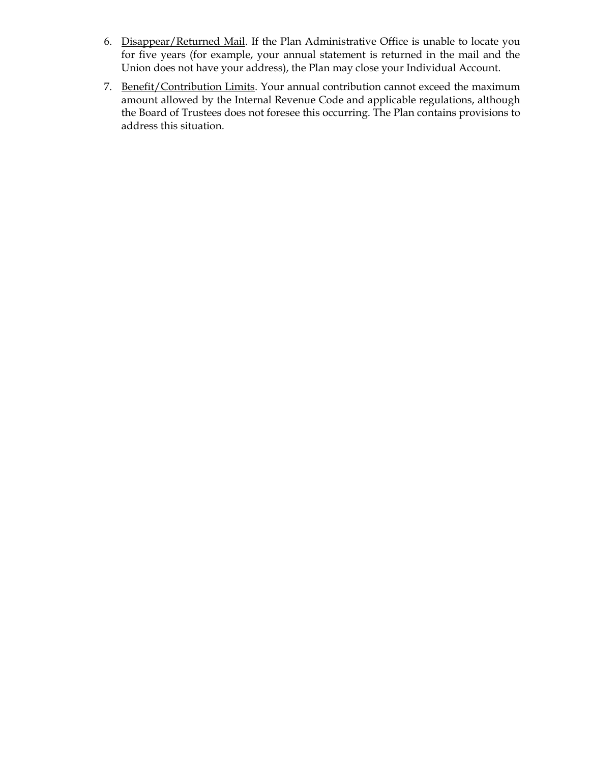6. Disappear/Returned Mail. If the Plan Administrative Office is unable to locate you for five years (for example, your annual statement is returned in the mail and the Union does not have your address), the Plan may close your Individual Account.

7. Benefit/Contribution Limits. Your annual contribution cannot exceed the maximum amount allowed by the Internal Revenue Code and applicable regulations, although the Board of Trustees does not foresee this occurring. The Plan contains provisions to address this situation.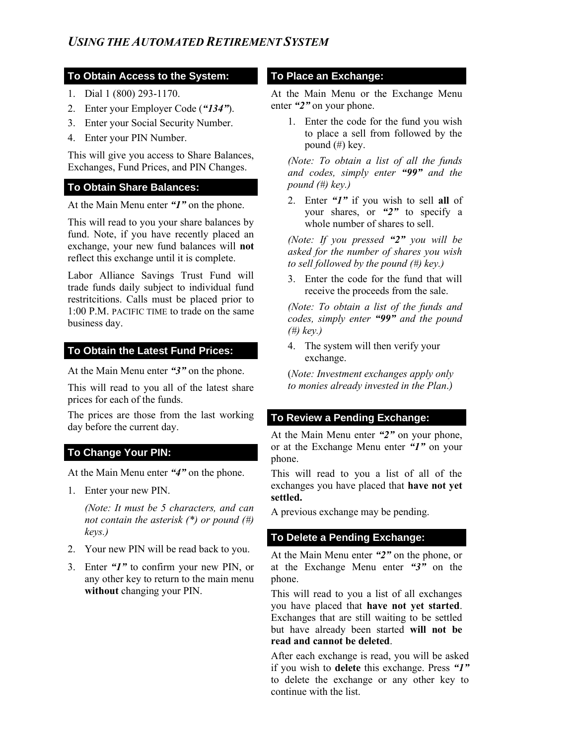# *USING THE AUTOMATED RETIREMENT SYSTEM*

## To Obtain Access to the System:

1. Dial 1 (800) 293-1170.
2. Enter your Employer Code (***"134"***).
3. Enter your Social Security Number.
4. Enter your PIN Number.

This will give you access to Share Balances, Exchanges, Fund Prices, and PIN Changes.

## To Obtain Share Balances:

At the Main Menu enter ***"1"*** on the phone.

This will read to you your share balances by fund. Note, if you have recently placed an exchange, your new fund balances will **not** reflect this exchange until it is complete.

Labor Alliance Savings Trust Fund will trade funds daily subject to individual fund restritcitions. Calls must be placed prior to 1:00 P.M. PACIFIC TIME to trade on the same business day.

## To Obtain the Latest Fund Prices:

At the Main Menu enter ***"3"*** on the phone.

This will read to you all of the latest share prices for each of the funds.

The prices are those from the last working day before the current day.

## To Change Your PIN:

At the Main Menu enter ***"4"*** on the phone.

1. Enter your new PIN.

   *(Note: It must be 5 characters, and can not contain the asterisk (*) or pound (#) keys.)*

2. Your new PIN will be read back to you.
3. Enter ***"1"*** to confirm your new PIN, or any other key to return to the main menu **without** changing your PIN.

## To Place an Exchange:

At the Main Menu or the Exchange Menu enter ***"2"*** on your phone.

1. Enter the code for the fund you wish to place a sell from followed by the pound (#) key.

   *(Note: To obtain a list of all the funds and codes, simply enter **"99"** and the pound (#) key.)*

2. Enter ***"1"*** if you wish to sell **all** of your shares, or ***"2"*** to specify a whole number of shares to sell.

   *(Note: If you pressed **"2"** you will be asked for the number of shares you wish to sell followed by the pound (#) key.)*

3. Enter the code for the fund that will receive the proceeds from the sale.

   *(Note: To obtain a list of the funds and codes, simply enter **"99"** and the pound (#) key.)*

4. The system will then verify your exchange.

   (*Note: Investment exchanges apply only to monies already invested in the Plan.)*

## To Review a Pending Exchange:

At the Main Menu enter ***"2"*** on your phone, or at the Exchange Menu enter ***"1"*** on your phone.

This will read to you a list of all of the exchanges you have placed that **have not yet settled.**

A previous exchange may be pending.

## To Delete a Pending Exchange:

At the Main Menu enter ***"2"*** on the phone, or at the Exchange Menu enter ***"3"*** on the phone.

This will read to you a list of all exchanges you have placed that **have not yet started**. Exchanges that are still waiting to be settled but have already been started **will not be read and cannot be deleted**.

After each exchange is read, you will be asked if you wish to **delete** this exchange. Press ***"1"*** to delete the exchange or any other key to continue with the list.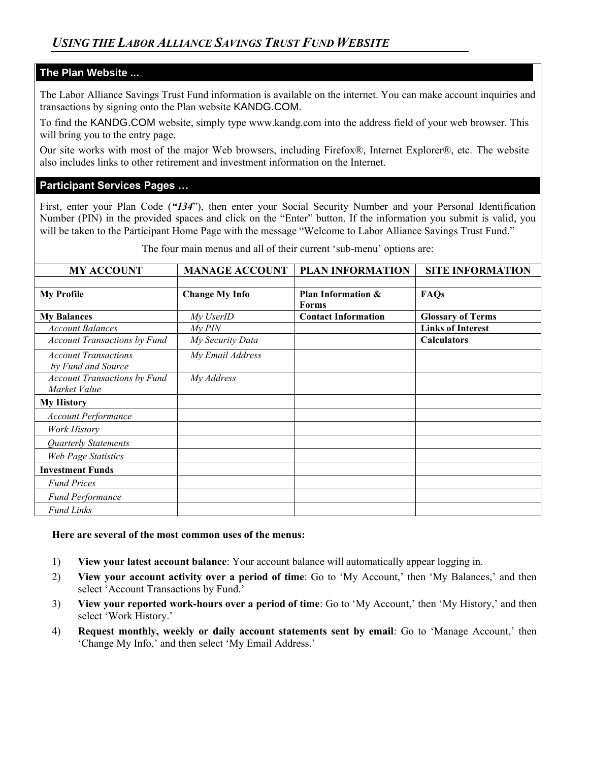# *USING THE LABOR ALLIANCE SAVINGS TRUST FUND WEBSITE*

## The Plan Website ...

The Labor Alliance Savings Trust Fund information is available on the internet. You can make account inquiries and transactions by signing onto the Plan website KANDG.COM.

To find the KANDG.COM website, simply type www.kandg.com into the address field of your web browser. This will bring you to the entry page.

Our site works with most of the major Web browsers, including Firefox®, Internet Explorer®, etc. The website also includes links to other retirement and investment information on the Internet.

## Participant Services Pages …

First, enter your Plan Code (***"134***"), then enter your Social Security Number and your Personal Identification Number (PIN) in the provided spaces and click on the "Enter" button. If the information you submit is valid, you will be taken to the Participant Home Page with the message "Welcome to Labor Alliance Savings Trust Fund."

The four main menus and all of their current 'sub-menu' options are:

| MY ACCOUNT | MANAGE ACCOUNT | PLAN INFORMATION | SITE INFORMATION |
|---|---|---|---|
| | | | |
| **My Profile** | **Change My Info** | **Plan Information & Forms** | **FAQs** |
| **My Balances** | *My UserID* | **Contact Information** | **Glossary of Terms** |
| *Account Balances* | *My PIN* | | **Links of Interest** |
| *Account Transactions by Fund* | *My Security Data* | | **Calculators** |
| *Account Transactions by Fund and Source* | *My Email Address* | | |
| *Account Transactions by Fund Market Value* | *My Address* | | |
| **My History** | | | |
| *Account Performance* | | | |
| *Work History* | | | |
| *Quarterly Statements* | | | |
| *Web Page Statistics* | | | |
| **Investment Funds** | | | |
| *Fund Prices* | | | |
| *Fund Performance* | | | |
| *Fund Links* | | | |

**Here are several of the most common uses of the menus:**

1) **View your latest account balance**: Your account balance will automatically appear logging in.
2) **View your account activity over a period of time**: Go to 'My Account,' then 'My Balances,' and then select 'Account Transactions by Fund.'
3) **View your reported work-hours over a period of time**: Go to 'My Account,' then 'My History,' and then select 'Work History.'
4) **Request monthly, weekly or daily account statements sent by email**: Go to 'Manage Account,' then 'Change My Info,' and then select 'My Email Address.'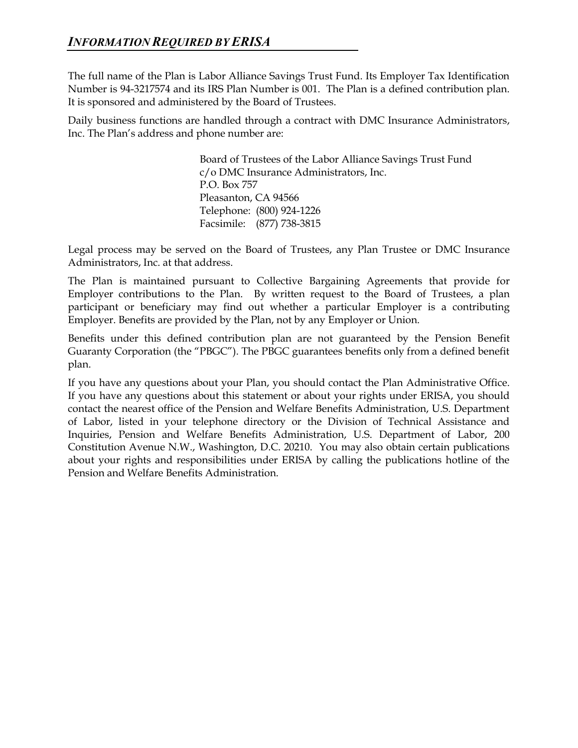## *INFORMATION REQUIRED BY ERISA*

The full name of the Plan is Labor Alliance Savings Trust Fund. Its Employer Tax Identification Number is 94-3217574 and its IRS Plan Number is 001. The Plan is a defined contribution plan. It is sponsored and administered by the Board of Trustees.

Daily business functions are handled through a contract with DMC Insurance Administrators, Inc. The Plan's address and phone number are:

> Board of Trustees of the Labor Alliance Savings Trust Fund
> c/o DMC Insurance Administrators, Inc.
> P.O. Box 757
> Pleasanton, CA 94566
> Telephone: (800) 924-1226
> Facsimile: (877) 738-3815

Legal process may be served on the Board of Trustees, any Plan Trustee or DMC Insurance Administrators, Inc. at that address.

The Plan is maintained pursuant to Collective Bargaining Agreements that provide for Employer contributions to the Plan. By written request to the Board of Trustees, a plan participant or beneficiary may find out whether a particular Employer is a contributing Employer. Benefits are provided by the Plan, not by any Employer or Union.

Benefits under this defined contribution plan are not guaranteed by the Pension Benefit Guaranty Corporation (the "PBGC"). The PBGC guarantees benefits only from a defined benefit plan.

If you have any questions about your Plan, you should contact the Plan Administrative Office. If you have any questions about this statement or about your rights under ERISA, you should contact the nearest office of the Pension and Welfare Benefits Administration, U.S. Department of Labor, listed in your telephone directory or the Division of Technical Assistance and Inquiries, Pension and Welfare Benefits Administration, U.S. Department of Labor, 200 Constitution Avenue N.W., Washington, D.C. 20210. You may also obtain certain publications about your rights and responsibilities under ERISA by calling the publications hotline of the Pension and Welfare Benefits Administration.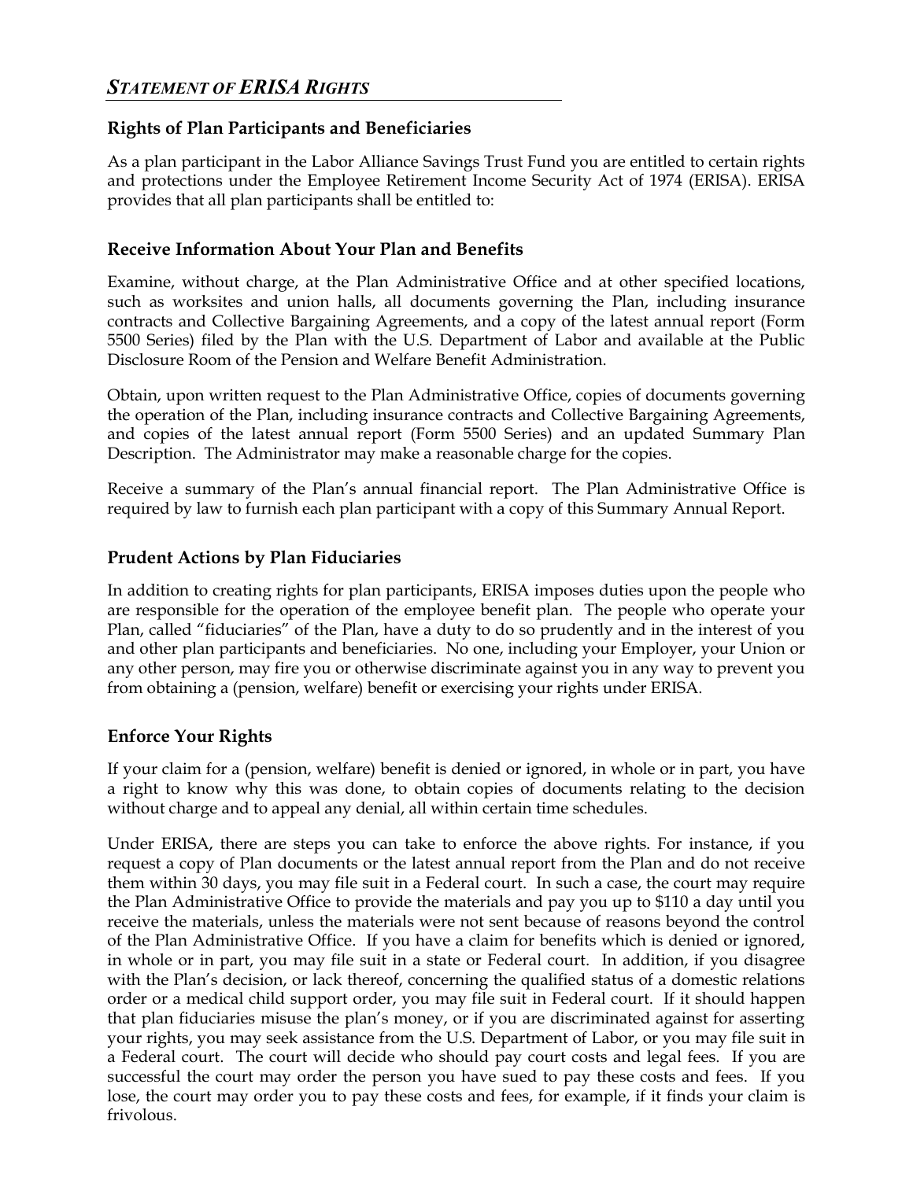## *STATEMENT OF ERISA RIGHTS*

### Rights of Plan Participants and Beneficiaries

As a plan participant in the Labor Alliance Savings Trust Fund you are entitled to certain rights and protections under the Employee Retirement Income Security Act of 1974 (ERISA). ERISA provides that all plan participants shall be entitled to:

### Receive Information About Your Plan and Benefits

Examine, without charge, at the Plan Administrative Office and at other specified locations, such as worksites and union halls, all documents governing the Plan, including insurance contracts and Collective Bargaining Agreements, and a copy of the latest annual report (Form 5500 Series) filed by the Plan with the U.S. Department of Labor and available at the Public Disclosure Room of the Pension and Welfare Benefit Administration.

Obtain, upon written request to the Plan Administrative Office, copies of documents governing the operation of the Plan, including insurance contracts and Collective Bargaining Agreements, and copies of the latest annual report (Form 5500 Series) and an updated Summary Plan Description. The Administrator may make a reasonable charge for the copies.

Receive a summary of the Plan's annual financial report. The Plan Administrative Office is required by law to furnish each plan participant with a copy of this Summary Annual Report.

### Prudent Actions by Plan Fiduciaries

In addition to creating rights for plan participants, ERISA imposes duties upon the people who are responsible for the operation of the employee benefit plan. The people who operate your Plan, called "fiduciaries" of the Plan, have a duty to do so prudently and in the interest of you and other plan participants and beneficiaries. No one, including your Employer, your Union or any other person, may fire you or otherwise discriminate against you in any way to prevent you from obtaining a (pension, welfare) benefit or exercising your rights under ERISA.

### Enforce Your Rights

If your claim for a (pension, welfare) benefit is denied or ignored, in whole or in part, you have a right to know why this was done, to obtain copies of documents relating to the decision without charge and to appeal any denial, all within certain time schedules.

Under ERISA, there are steps you can take to enforce the above rights. For instance, if you request a copy of Plan documents or the latest annual report from the Plan and do not receive them within 30 days, you may file suit in a Federal court. In such a case, the court may require the Plan Administrative Office to provide the materials and pay you up to $110 a day until you receive the materials, unless the materials were not sent because of reasons beyond the control of the Plan Administrative Office. If you have a claim for benefits which is denied or ignored, in whole or in part, you may file suit in a state or Federal court. In addition, if you disagree with the Plan's decision, or lack thereof, concerning the qualified status of a domestic relations order or a medical child support order, you may file suit in Federal court. If it should happen that plan fiduciaries misuse the plan's money, or if you are discriminated against for asserting your rights, you may seek assistance from the U.S. Department of Labor, or you may file suit in a Federal court. The court will decide who should pay court costs and legal fees. If you are successful the court may order the person you have sued to pay these costs and fees. If you lose, the court may order you to pay these costs and fees, for example, if it finds your claim is frivolous.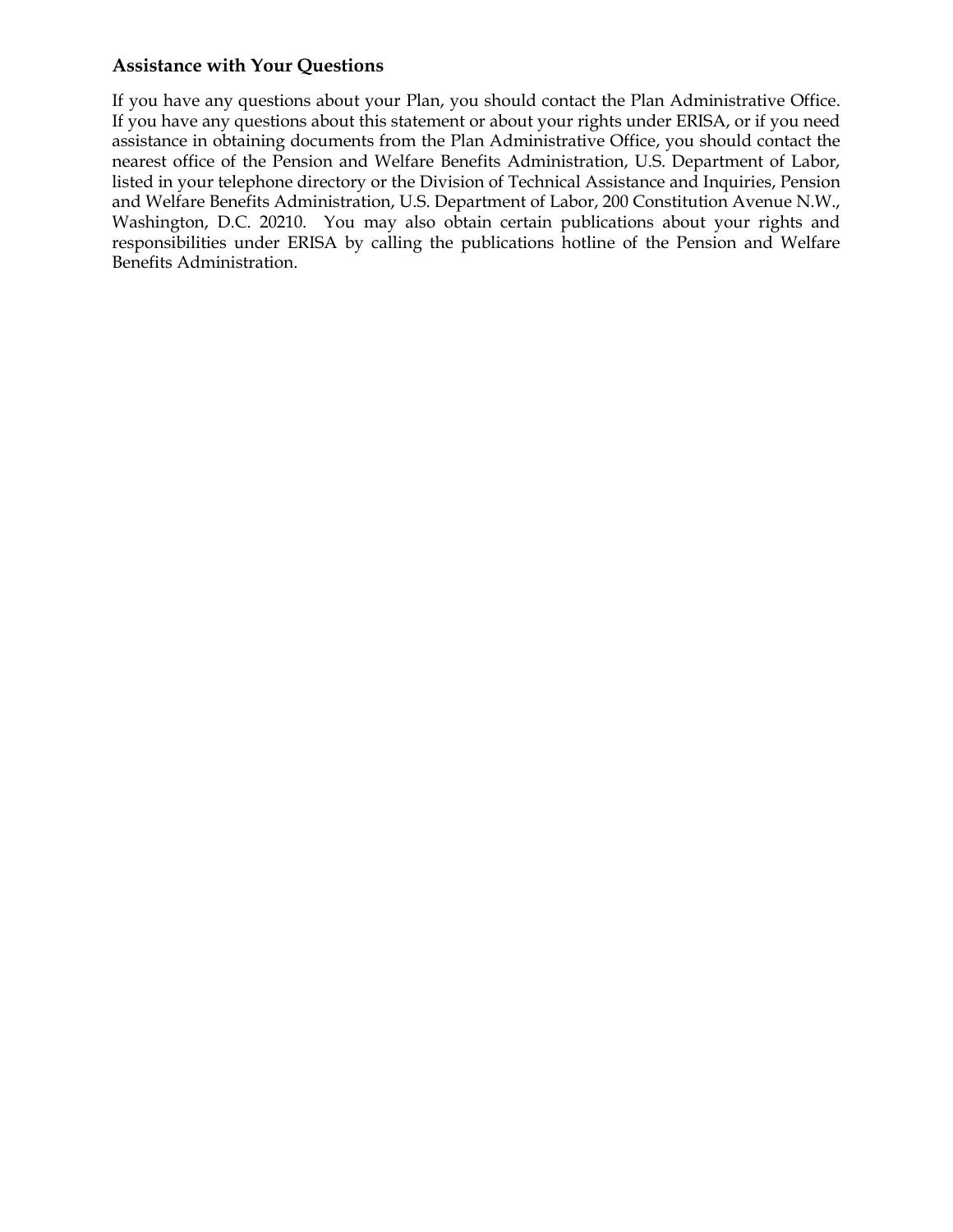### Assistance with Your Questions

If you have any questions about your Plan, you should contact the Plan Administrative Office. If you have any questions about this statement or about your rights under ERISA, or if you need assistance in obtaining documents from the Plan Administrative Office, you should contact the nearest office of the Pension and Welfare Benefits Administration, U.S. Department of Labor, listed in your telephone directory or the Division of Technical Assistance and Inquiries, Pension and Welfare Benefits Administration, U.S. Department of Labor, 200 Constitution Avenue N.W., Washington, D.C. 20210. You may also obtain certain publications about your rights and responsibilities under ERISA by calling the publications hotline of the Pension and Welfare Benefits Administration.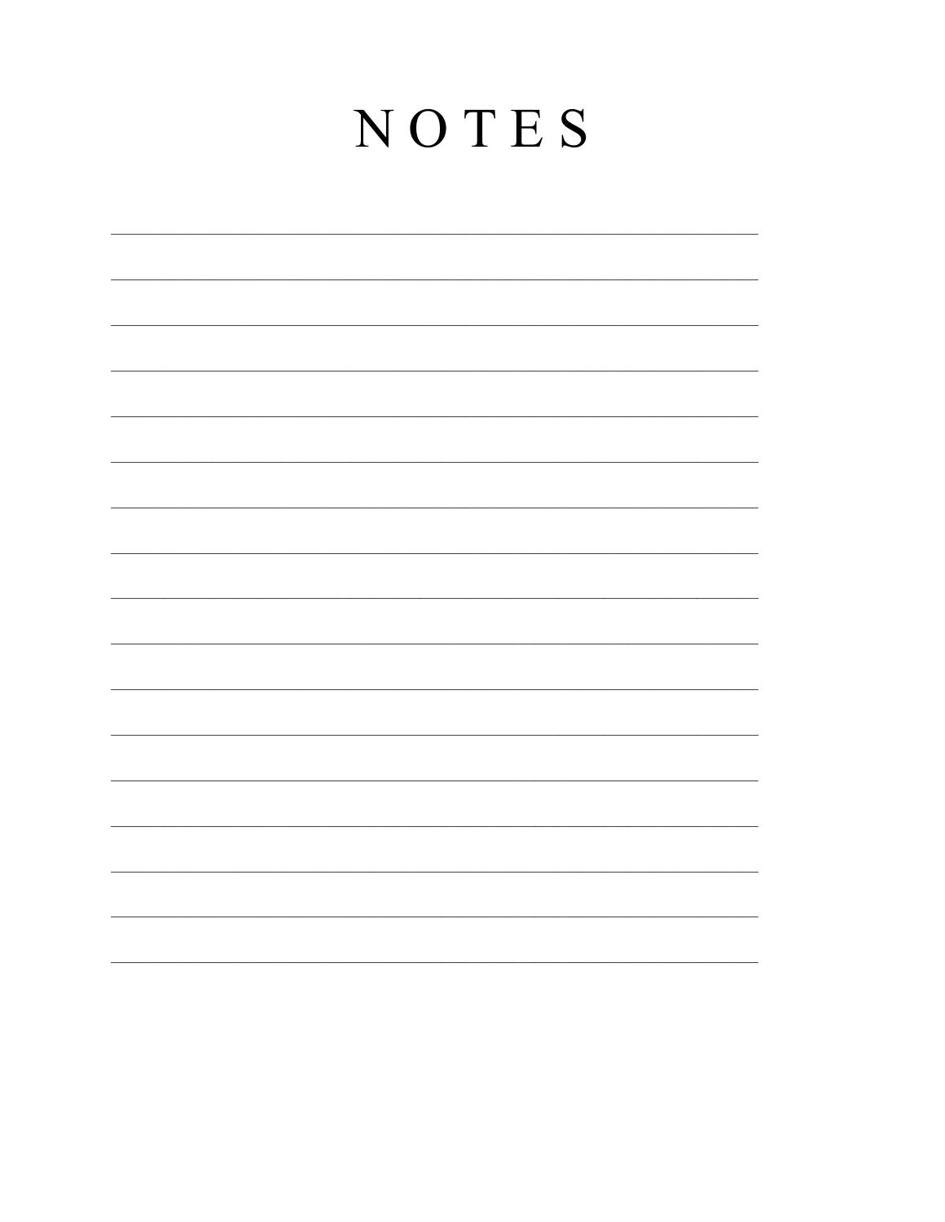# NOTES